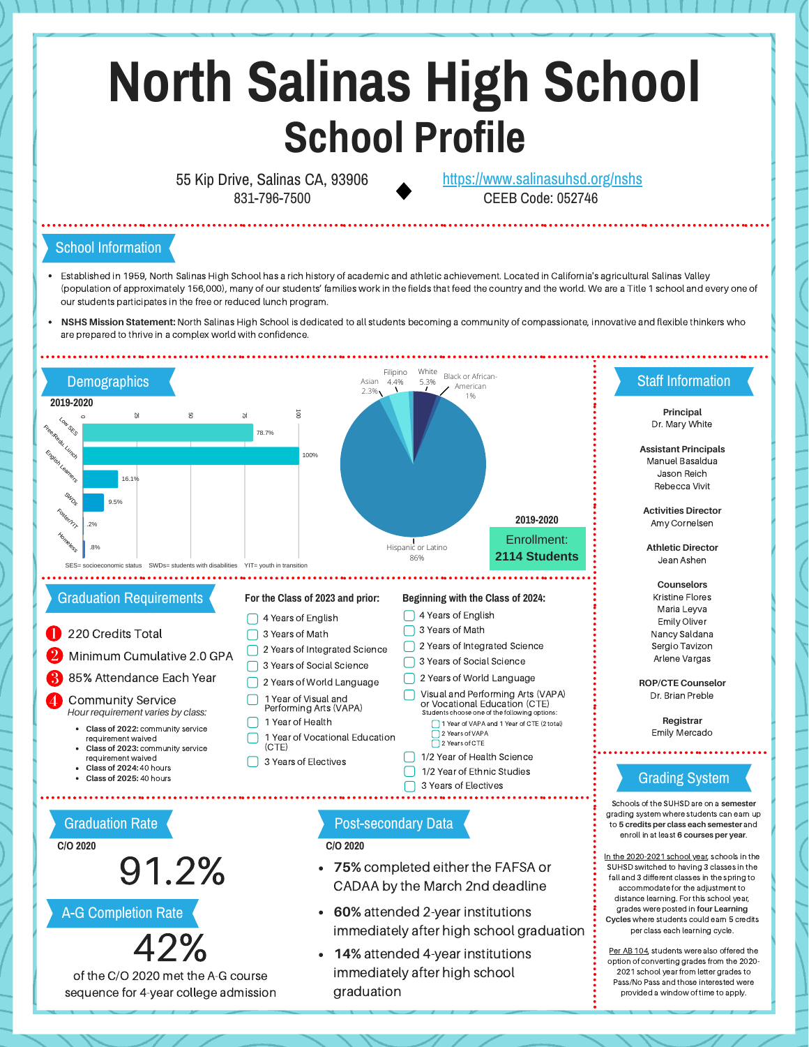# North Salinas High School

## School Profile

55 Kip Drive, Salinas CA, 93906
831-796-7500

https://www.salinasuhsd.org/nshs
CEEB Code: 052746

## School Information

- Established in 1959, North Salinas High School has a rich history of academic and athletic achievement. Located in California's agricultural Salinas Valley (population of approximately 156,000), many of our students' families work in the fields that feed the country and the world. We are a Title 1 school and every one of our students participates in the free or reduced lunch program.
- **NSHS Mission Statement:** North Salinas High School is dedicated to all students becoming a community of compassionate, innovative and flexible thinkers who are prepared to thrive in a complex world with confidence.

## Demographics

**2019-2020**

| Category | Percent |
| --- | --- |
| Low SES | 78.7% |
| Free/Redu. Lunch | 100% |
| English Learners | 16.1% |
| SWDs | 9.5% |
| Foster/YIT | .2% |
| Homeless | .8% |

SES= socioeconomic status   SWDs= students with disabilities   YIT= youth in transition

| Ethnicity | Percent |
| --- | --- |
| Hispanic or Latino | 86% |
| White | 5.3% |
| Filipino | 4.4% |
| Asian | 2.3% |
| Black or African-American | 1% |

**2019-2020**
Enrollment: **2114 Students**

## Staff Information

**Principal**
Dr. Mary White

**Assistant Principals**
Manuel Basaldua
Jason Reich
Rebecca Vivit

**Activities Director**
Amy Cornelsen

**Athletic Director**
Jean Ashen

**Counselors**
Kristine Flores
Maria Leyva
Emily Oliver
Nancy Saldana
Sergio Tavizon
Arlene Vargas

**ROP/CTE Counselor**
Dr. Brian Preble

**Registrar**
Emily Mercado

## Graduation Requirements

1. 220 Credits Total
2. Minimum Cumulative 2.0 GPA
3. 85% Attendance Each Year
4. Community Service
   *Hour requirement varies by class:*
   - **Class of 2022:** community service requirement waived
   - **Class of 2023:** community service requirement waived
   - **Class of 2024:** 40 hours
   - **Class of 2025:** 40 hours

**For the Class of 2023 and prior:**

- [ ] 4 Years of English
- [ ] 3 Years of Math
- [ ] 2 Years of Integrated Science
- [ ] 3 Years of Social Science
- [ ] 2 Years of World Language
- [ ] 1 Year of Visual and Performing Arts (VAPA)
- [ ] 1 Year of Health
- [ ] 1 Year of Vocational Education (CTE)
- [ ] 3 Years of Electives

**Beginning with the Class of 2024:**

- [ ] 4 Years of English
- [ ] 3 Years of Math
- [ ] 2 Years of Integrated Science
- [ ] 3 Years of Social Science
- [ ] 2 Years of World Language
- [ ] Visual and Performing Arts (VAPA) or Vocational Education (CTE)
  Students choose one of the following options:
  - [ ] 1 Year of VAPA and 1 Year of CTE (2 total)
  - [ ] 2 Years of VAPA
  - [ ] 2 Years of CTE
- [ ] 1/2 Year of Health Science
- [ ] 1/2 Year of Ethnic Studies
- [ ] 3 Years of Electives

## Graduation Rate

**C/O 2020**

91.2%

## A-G Completion Rate

42%

of the C/O 2020 met the A-G course sequence for 4-year college admission

## Post-secondary Data

**C/O 2020**

- **75%** completed either the FAFSA or CADAA by the March 2nd deadline
- **60%** attended 2-year institutions immediately after high school graduation
- **14%** attended 4-year institutions immediately after high school graduation

## Grading System

Schools of the SUHSD are on a **semester** grading system where students can earn up to **5 credits per class each semester** and enroll in at least **6 courses per year**.

In the 2020-2021 school year, schools in the SUHSD switched to having 3 classes in the fall and 3 different classes in the spring to accommodate for the adjustment to distance learning. For this school year, grades were posted in **four Learning Cycles** where students could earn 5 credits per class each learning cycle.

Per AB 104, students were also offered the option of converting grades from the 2020-2021 school year from letter grades to Pass/No Pass and those interested were provided a window of time to apply.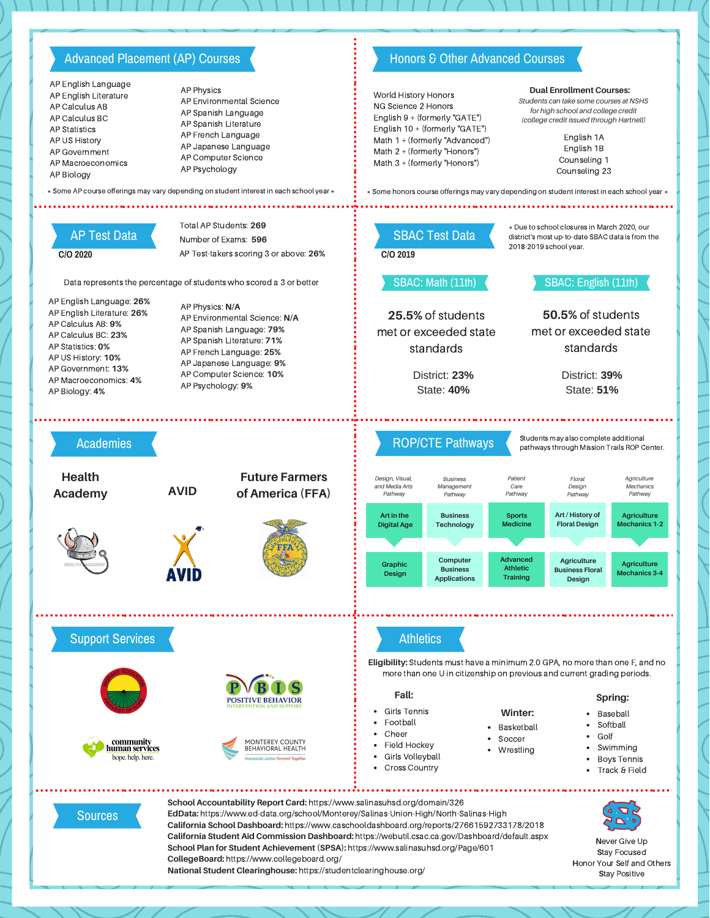## Advanced Placement (AP) Courses

- AP English Language
- AP English Literature
- AP Calculus AB
- AP Calculus BC
- AP Statistics
- AP US History
- AP Government
- AP Macroeconomics
- AP Biology
- AP Physics
- AP Environmental Science
- AP Spanish Language
- AP Spanish Literature
- AP French Language
- AP Japanese Language
- AP Computer Science
- AP Psychology

* Some AP course offerings may vary depending on student interest in each school year *

## Honors & Other Advanced Courses

- World History Honors
- NG Science 2 Honors
- English 9 + (formerly "GATE")
- English 10 + (formerly "GATE")
- Math 1 + (formerly "Advanced")
- Math 2 + (formerly "Honors")
- Math 3 + (formerly "Honors")

**Dual Enrollment Courses:**

*Students can take some courses at NSHS for high school and college credit (college credit issued through Hartnell)*

- English 1A
- English 1B
- Counseling 1
- Counseling 23

* Some honors course offerings may vary depending on student interest in each school year *

## AP Test Data

**C/O 2020**

Total AP Students: **269**

Number of Exams: **596**

AP Test-takers scoring 3 or above: **26%**

Data represents the percentage of students who scored a 3 or better

- AP English Language: **26%**
- AP English Literature: **26%**
- AP Calculus AB: **9%**
- AP Calculus BC: **23%**
- AP Statistics: **0%**
- AP US History: **10%**
- AP Government: **13%**
- AP Macroeconomics: **4%**
- AP Biology: **4%**
- AP Physics: **N/A**
- AP Environmental Science: **N/A**
- AP Spanish Language: **79%**
- AP Spanish Literature: **71%**
- AP French Language: **25%**
- AP Japanese Language: **9%**
- AP Computer Science: **10%**
- AP Psychology: **9%**

## SBAC Test Data

**C/O 2019**

* Due to school closures in March 2020, our district's most up-to-date SBAC data is from the 2018-2019 school year.

### SBAC: Math (11th)

**25.5%** of students met or exceeded state standards

District: **23%**
State: **40%**

### SBAC: English (11th)

**50.5%** of students met or exceeded state standards

District: **39%**
State: **51%**

## Academies

- **Health Academy**
- **AVID**
- **Future Farmers of America (FFA)**

## ROP/CTE Pathways

Students may also complete additional pathways through Mission Trails ROP Center.

| Design, Visual, and Media Arts Pathway | Business Management Pathway | Patient Care Pathway | Floral Design Pathway | Agriculture Mechanics Pathway |
| --- | --- | --- | --- | --- |
| Art in the Digital Age | Business Technology | Sports Medicine | Art / History of Floral Design | Agriculture Mechanics 1-2 |
| Graphic Design | Computer Business Applications | Advanced Athletic Training | Agriculture Business Floral Design | Agriculture Mechanics 3-4 |

## Support Services

- Migrant Education – Harvest of Hope
- PBIS – Positive Behavior Intervention and Support
- Community Human Services – hope. help. here.
- Monterey County Behavioral Health – Avanzando Juntos Forward Together

## Athletics

**Eligibility:** Students must have a minimum 2.0 GPA, no more than one F, and no more than one U in citizenship on previous and current grading periods.

**Fall:**

- Girls Tennis
- Football
- Cheer
- Field Hockey
- Girls Volleyball
- Cross Country

**Winter:**

- Basketball
- Soccer
- Wrestling

**Spring:**

- Baseball
- Softball
- Golf
- Swimming
- Boys Tennis
- Track & Field

## Sources

**School Accountability Report Card:** https://www.salinasuhsd.org/domain/326
**EdData:** https://www.ed-data.org/school/Monterey/Salinas-Union-High/North-Salinas-High
**California School Dashboard:** https://www.caschooldashboard.org/reports/27661592733178/2018
**California Student Aid Commission Dashboard:** https://webutil.csac.ca.gov/Dashboard/default.aspx
**School Plan for Student Achievement (SPSA):** https://www.salinasuhsd.org/Page/601
**CollegeBoard:** https://www.collegeboard.org/
**National Student Clearinghouse:** https://studentclearinghouse.org/

Never Give Up
Stay Focused
Honor Your Self and Others
Stay Positive